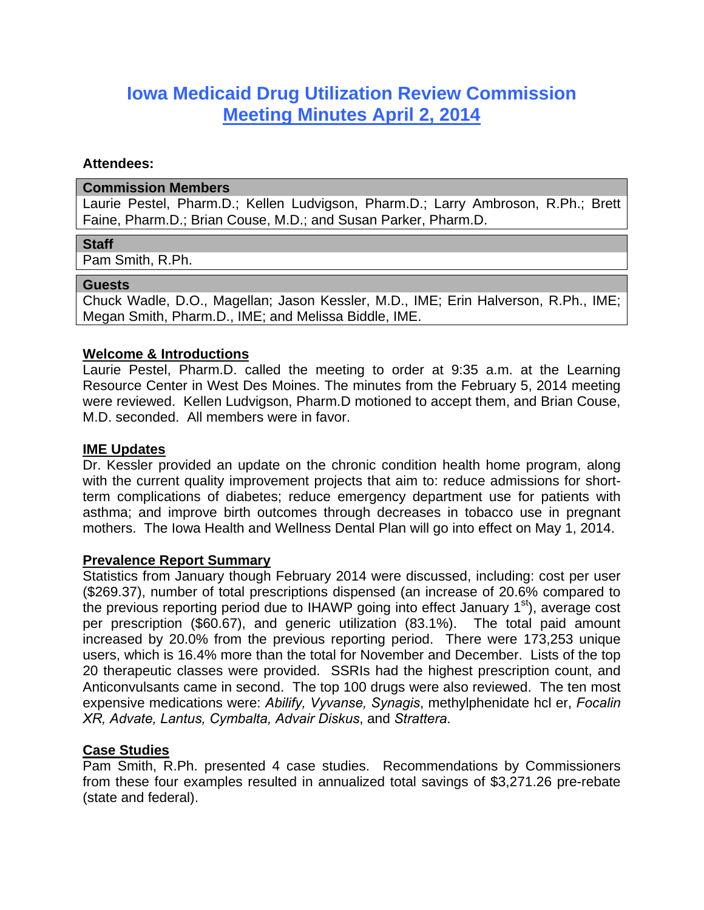# Iowa Medicaid Drug Utilization Review Commission
## Meeting Minutes April 2, 2014

**Attendees:**

| **Commission Members** |
|---|
| Laurie Pestel, Pharm.D.; Kellen Ludvigson, Pharm.D.; Larry Ambroson, R.Ph.; Brett Faine, Pharm.D.; Brian Couse, M.D.; and Susan Parker, Pharm.D. |

| **Staff** |
|---|
| Pam Smith, R.Ph. |

| **Guests** |
|---|
| Chuck Wadle, D.O., Magellan; Jason Kessler, M.D., IME; Erin Halverson, R.Ph., IME; Megan Smith, Pharm.D., IME; and Melissa Biddle, IME. |

### Welcome & Introductions

Laurie Pestel, Pharm.D. called the meeting to order at 9:35 a.m. at the Learning Resource Center in West Des Moines. The minutes from the February 5, 2014 meeting were reviewed. Kellen Ludvigson, Pharm.D motioned to accept them, and Brian Couse, M.D. seconded. All members were in favor.

### IME Updates

Dr. Kessler provided an update on the chronic condition health home program, along with the current quality improvement projects that aim to: reduce admissions for short-term complications of diabetes; reduce emergency department use for patients with asthma; and improve birth outcomes through decreases in tobacco use in pregnant mothers. The Iowa Health and Wellness Dental Plan will go into effect on May 1, 2014.

### Prevalence Report Summary

Statistics from January though February 2014 were discussed, including: cost per user ($269.37), number of total prescriptions dispensed (an increase of 20.6% compared to the previous reporting period due to IHAWP going into effect January 1st), average cost per prescription ($60.67), and generic utilization (83.1%). The total paid amount increased by 20.0% from the previous reporting period. There were 173,253 unique users, which is 16.4% more than the total for November and December. Lists of the top 20 therapeutic classes were provided. SSRIs had the highest prescription count, and Anticonvulsants came in second. The top 100 drugs were also reviewed. The ten most expensive medications were: *Abilify, Vyvanse, Synagis*, methylphenidate hcl er, *Focalin XR, Advate, Lantus, Cymbalta, Advair Diskus*, and *Strattera*.

### Case Studies

Pam Smith, R.Ph. presented 4 case studies. Recommendations by Commissioners from these four examples resulted in annualized total savings of $3,271.26 pre-rebate (state and federal).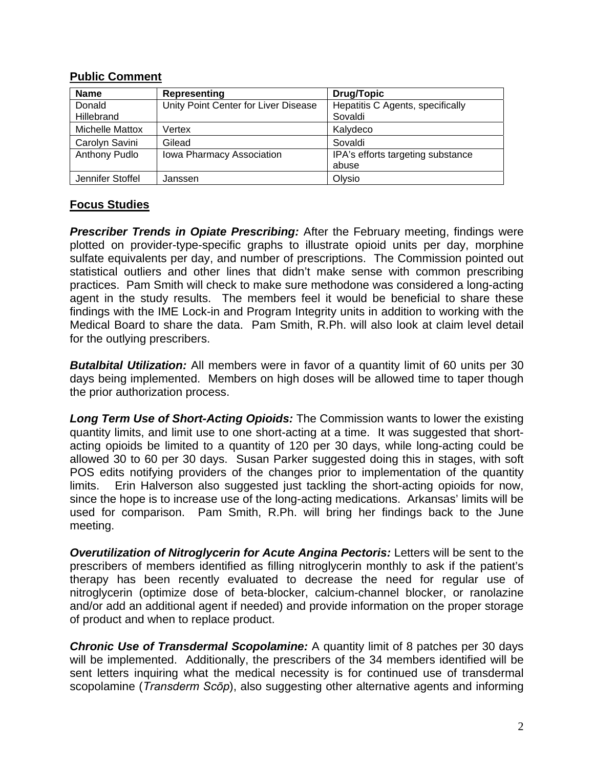## Public Comment

| Name | Representing | Drug/Topic |
|---|---|---|
| Donald Hillebrand | Unity Point Center for Liver Disease | Hepatitis C Agents, specifically Sovaldi |
| Michelle Mattox | Vertex | Kalydeco |
| Carolyn Savini | Gilead | Sovaldi |
| Anthony Pudlo | Iowa Pharmacy Association | IPA's efforts targeting substance abuse |
| Jennifer Stoffel | Janssen | Olysio |

## Focus Studies

***Prescriber Trends in Opiate Prescribing:*** After the February meeting, findings were plotted on provider-type-specific graphs to illustrate opioid units per day, morphine sulfate equivalents per day, and number of prescriptions. The Commission pointed out statistical outliers and other lines that didn't make sense with common prescribing practices. Pam Smith will check to make sure methodone was considered a long-acting agent in the study results. The members feel it would be beneficial to share these findings with the IME Lock-in and Program Integrity units in addition to working with the Medical Board to share the data. Pam Smith, R.Ph. will also look at claim level detail for the outlying prescribers.

***Butalbital Utilization:*** All members were in favor of a quantity limit of 60 units per 30 days being implemented. Members on high doses will be allowed time to taper though the prior authorization process.

***Long Term Use of Short-Acting Opioids:*** The Commission wants to lower the existing quantity limits, and limit use to one short-acting at a time. It was suggested that short-acting opioids be limited to a quantity of 120 per 30 days, while long-acting could be allowed 30 to 60 per 30 days. Susan Parker suggested doing this in stages, with soft POS edits notifying providers of the changes prior to implementation of the quantity limits. Erin Halverson also suggested just tackling the short-acting opioids for now, since the hope is to increase use of the long-acting medications. Arkansas' limits will be used for comparison. Pam Smith, R.Ph. will bring her findings back to the June meeting.

***Overutilization of Nitroglycerin for Acute Angina Pectoris:*** Letters will be sent to the prescribers of members identified as filling nitroglycerin monthly to ask if the patient's therapy has been recently evaluated to decrease the need for regular use of nitroglycerin (optimize dose of beta-blocker, calcium-channel blocker, or ranolazine and/or add an additional agent if needed) and provide information on the proper storage of product and when to replace product.

***Chronic Use of Transdermal Scopolamine:*** A quantity limit of 8 patches per 30 days will be implemented. Additionally, the prescribers of the 34 members identified will be sent letters inquiring what the medical necessity is for continued use of transdermal scopolamine (*Transderm Scōp*), also suggesting other alternative agents and informing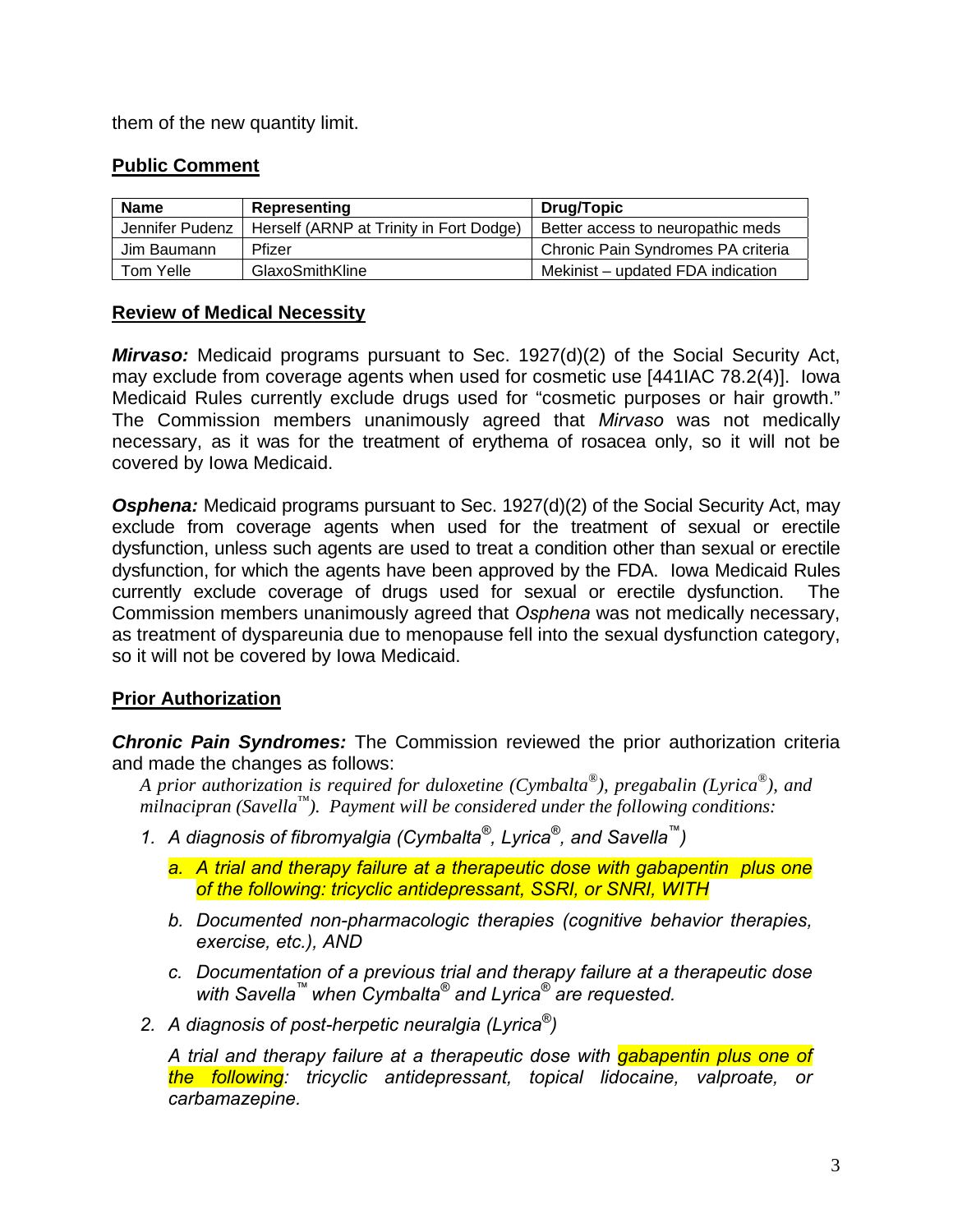them of the new quantity limit.

## Public Comment

| Name | Representing | Drug/Topic |
|---|---|---|
| Jennifer Pudenz | Herself (ARNP at Trinity in Fort Dodge) | Better access to neuropathic meds |
| Jim Baumann | Pfizer | Chronic Pain Syndromes PA criteria |
| Tom Yelle | GlaxoSmithKline | Mekinist – updated FDA indication |

## Review of Medical Necessity

***Mirvaso:*** Medicaid programs pursuant to Sec. 1927(d)(2) of the Social Security Act, may exclude from coverage agents when used for cosmetic use [441IAC 78.2(4)]. Iowa Medicaid Rules currently exclude drugs used for "cosmetic purposes or hair growth." The Commission members unanimously agreed that *Mirvaso* was not medically necessary, as it was for the treatment of erythema of rosacea only, so it will not be covered by Iowa Medicaid.

***Osphena:*** Medicaid programs pursuant to Sec. 1927(d)(2) of the Social Security Act, may exclude from coverage agents when used for the treatment of sexual or erectile dysfunction, unless such agents are used to treat a condition other than sexual or erectile dysfunction, for which the agents have been approved by the FDA. Iowa Medicaid Rules currently exclude coverage of drugs used for sexual or erectile dysfunction. The Commission members unanimously agreed that *Osphena* was not medically necessary, as treatment of dyspareunia due to menopause fell into the sexual dysfunction category, so it will not be covered by Iowa Medicaid.

## Prior Authorization

***Chronic Pain Syndromes:*** The Commission reviewed the prior authorization criteria and made the changes as follows:

*A prior authorization is required for duloxetine (Cymbalta®), pregabalin (Lyrica®), and milnacipran (Savella™). Payment will be considered under the following conditions:*

1. *A diagnosis of fibromyalgia (Cymbalta®, Lyrica®, and Savella™)*
   a. *A trial and therapy failure at a therapeutic dose with gabapentin plus one of the following: tricyclic antidepressant, SSRI, or SNRI, WITH*
   b. *Documented non-pharmacologic therapies (cognitive behavior therapies, exercise, etc.), AND*
   c. *Documentation of a previous trial and therapy failure at a therapeutic dose with Savella™ when Cymbalta® and Lyrica® are requested.*
2. *A diagnosis of post-herpetic neuralgia (Lyrica®)*

   *A trial and therapy failure at a therapeutic dose with gabapentin plus one of the following: tricyclic antidepressant, topical lidocaine, valproate, or carbamazepine.*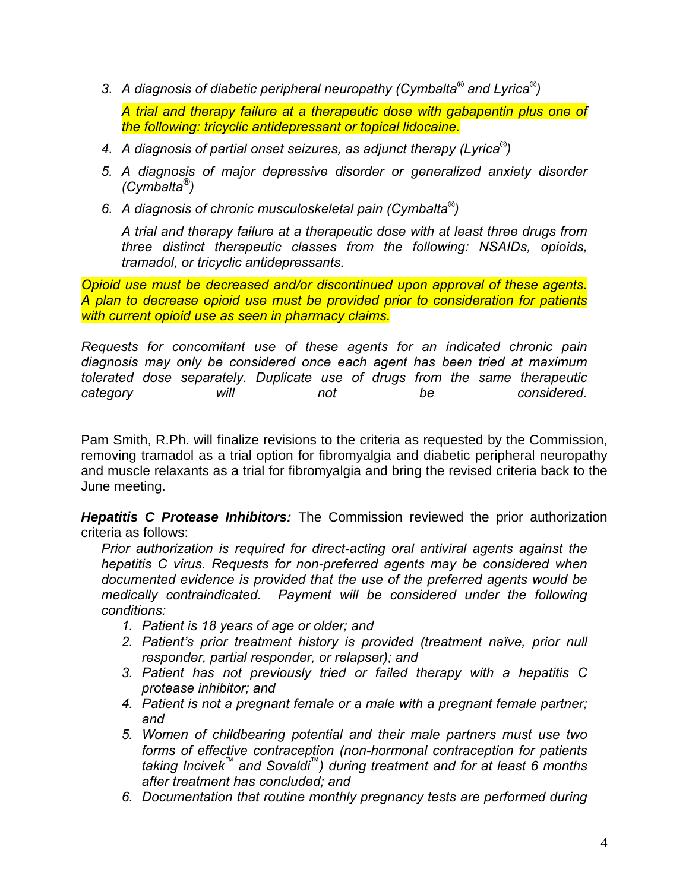3. *A diagnosis of diabetic peripheral neuropathy (Cymbalta® and Lyrica®)*

   *A trial and therapy failure at a therapeutic dose with gabapentin plus one of the following: tricyclic antidepressant or topical lidocaine.*

4. *A diagnosis of partial onset seizures, as adjunct therapy (Lyrica®)*
5. *A diagnosis of major depressive disorder or generalized anxiety disorder (Cymbalta®)*
6. *A diagnosis of chronic musculoskeletal pain (Cymbalta®)*

   *A trial and therapy failure at a therapeutic dose with at least three drugs from three distinct therapeutic classes from the following: NSAIDs, opioids, tramadol, or tricyclic antidepressants.*

*Opioid use must be decreased and/or discontinued upon approval of these agents. A plan to decrease opioid use must be provided prior to consideration for patients with current opioid use as seen in pharmacy claims.*

*Requests for concomitant use of these agents for an indicated chronic pain diagnosis may only be considered once each agent has been tried at maximum tolerated dose separately. Duplicate use of drugs from the same therapeutic category will not be considered.*

Pam Smith, R.Ph. will finalize revisions to the criteria as requested by the Commission, removing tramadol as a trial option for fibromyalgia and diabetic peripheral neuropathy and muscle relaxants as a trial for fibromyalgia and bring the revised criteria back to the June meeting.

***Hepatitis C Protease Inhibitors:*** The Commission reviewed the prior authorization criteria as follows:

*Prior authorization is required for direct-acting oral antiviral agents against the hepatitis C virus. Requests for non-preferred agents may be considered when documented evidence is provided that the use of the preferred agents would be medically contraindicated. Payment will be considered under the following conditions:*

1. *Patient is 18 years of age or older; and*
2. *Patient's prior treatment history is provided (treatment naïve, prior null responder, partial responder, or relapser); and*
3. *Patient has not previously tried or failed therapy with a hepatitis C protease inhibitor; and*
4. *Patient is not a pregnant female or a male with a pregnant female partner; and*
5. *Women of childbearing potential and their male partners must use two forms of effective contraception (non-hormonal contraception for patients taking Incivek™ and Sovaldi™) during treatment and for at least 6 months after treatment has concluded; and*
6. *Documentation that routine monthly pregnancy tests are performed during*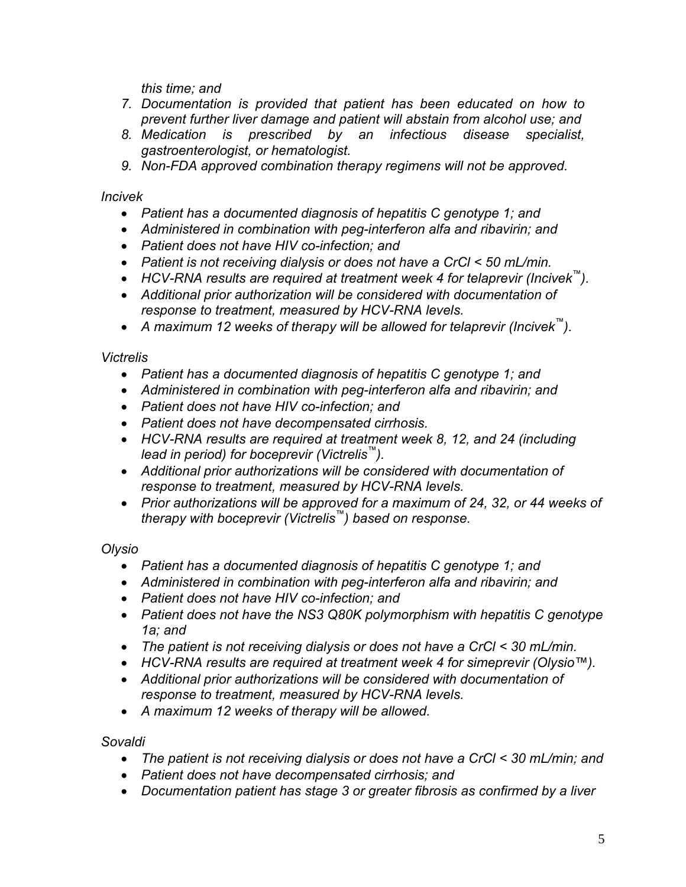*this time; and*

7. *Documentation is provided that patient has been educated on how to prevent further liver damage and patient will abstain from alcohol use; and*
8. *Medication is prescribed by an infectious disease specialist, gastroenterologist, or hematologist.*
9. *Non-FDA approved combination therapy regimens will not be approved.*

*Incivek*

- *Patient has a documented diagnosis of hepatitis C genotype 1; and*
- *Administered in combination with peg-interferon alfa and ribavirin; and*
- *Patient does not have HIV co-infection; and*
- *Patient is not receiving dialysis or does not have a CrCl < 50 mL/min.*
- *HCV-RNA results are required at treatment week 4 for telaprevir (Incivek™).*
- *Additional prior authorization will be considered with documentation of response to treatment, measured by HCV-RNA levels.*
- *A maximum 12 weeks of therapy will be allowed for telaprevir (Incivek™).*

*Victrelis*

- *Patient has a documented diagnosis of hepatitis C genotype 1; and*
- *Administered in combination with peg-interferon alfa and ribavirin; and*
- *Patient does not have HIV co-infection; and*
- *Patient does not have decompensated cirrhosis.*
- *HCV-RNA results are required at treatment week 8, 12, and 24 (including lead in period) for boceprevir (Victrelis™).*
- *Additional prior authorizations will be considered with documentation of response to treatment, measured by HCV-RNA levels.*
- *Prior authorizations will be approved for a maximum of 24, 32, or 44 weeks of therapy with boceprevir (Victrelis™) based on response.*

*Olysio*

- *Patient has a documented diagnosis of hepatitis C genotype 1; and*
- *Administered in combination with peg-interferon alfa and ribavirin; and*
- *Patient does not have HIV co-infection; and*
- *Patient does not have the NS3 Q80K polymorphism with hepatitis C genotype 1a; and*
- *The patient is not receiving dialysis or does not have a CrCl < 30 mL/min.*
- *HCV-RNA results are required at treatment week 4 for simeprevir (Olysio™).*
- *Additional prior authorizations will be considered with documentation of response to treatment, measured by HCV-RNA levels.*
- *A maximum 12 weeks of therapy will be allowed.*

*Sovaldi*

- *The patient is not receiving dialysis or does not have a CrCl < 30 mL/min; and*
- *Patient does not have decompensated cirrhosis; and*
- *Documentation patient has stage 3 or greater fibrosis as confirmed by a liver*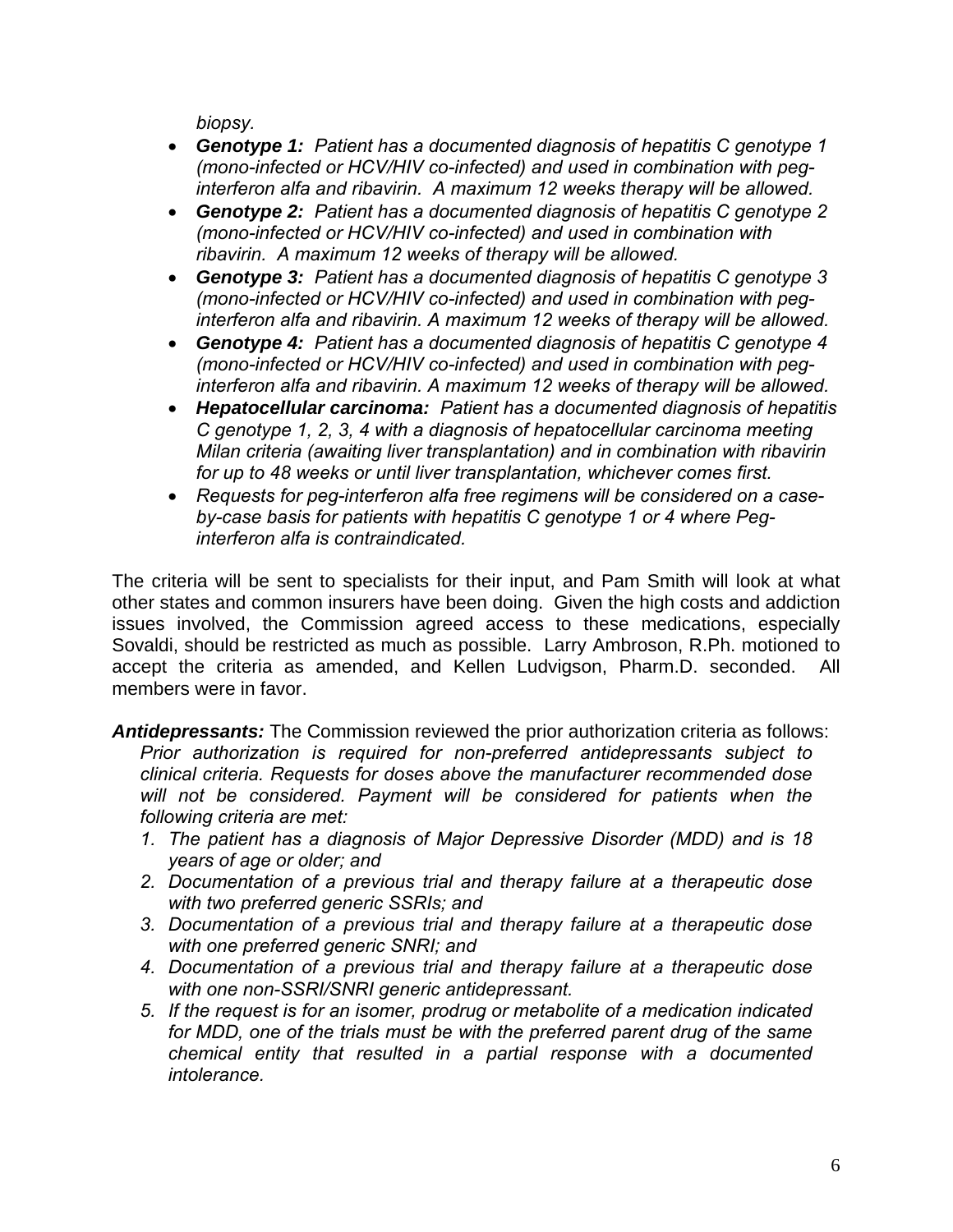*biopsy*.

- ***Genotype 1:*** *Patient has a documented diagnosis of hepatitis C genotype 1 (mono-infected or HCV/HIV co-infected) and used in combination with peg-interferon alfa and ribavirin. A maximum 12 weeks therapy will be allowed.*
- ***Genotype 2:*** *Patient has a documented diagnosis of hepatitis C genotype 2 (mono-infected or HCV/HIV co-infected) and used in combination with ribavirin. A maximum 12 weeks of therapy will be allowed.*
- ***Genotype 3:*** *Patient has a documented diagnosis of hepatitis C genotype 3 (mono-infected or HCV/HIV co-infected) and used in combination with peg-interferon alfa and ribavirin. A maximum 12 weeks of therapy will be allowed.*
- ***Genotype 4:*** *Patient has a documented diagnosis of hepatitis C genotype 4 (mono-infected or HCV/HIV co-infected) and used in combination with peg-interferon alfa and ribavirin. A maximum 12 weeks of therapy will be allowed.*
- ***Hepatocellular carcinoma:*** *Patient has a documented diagnosis of hepatitis C genotype 1, 2, 3, 4 with a diagnosis of hepatocellular carcinoma meeting Milan criteria (awaiting liver transplantation) and in combination with ribavirin for up to 48 weeks or until liver transplantation, whichever comes first.*
- *Requests for peg-interferon alfa free regimens will be considered on a case-by-case basis for patients with hepatitis C genotype 1 or 4 where Peg-interferon alfa is contraindicated.*

The criteria will be sent to specialists for their input, and Pam Smith will look at what other states and common insurers have been doing. Given the high costs and addiction issues involved, the Commission agreed access to these medications, especially Sovaldi, should be restricted as much as possible. Larry Ambroson, R.Ph. motioned to accept the criteria as amended, and Kellen Ludvigson, Pharm.D. seconded. All members were in favor.

***Antidepressants:*** The Commission reviewed the prior authorization criteria as follows:

*Prior authorization is required for non-preferred antidepressants subject to clinical criteria. Requests for doses above the manufacturer recommended dose will not be considered. Payment will be considered for patients when the following criteria are met:*

1. *The patient has a diagnosis of Major Depressive Disorder (MDD) and is 18 years of age or older; and*
2. *Documentation of a previous trial and therapy failure at a therapeutic dose with two preferred generic SSRIs; and*
3. *Documentation of a previous trial and therapy failure at a therapeutic dose with one preferred generic SNRI; and*
4. *Documentation of a previous trial and therapy failure at a therapeutic dose with one non-SSRI/SNRI generic antidepressant.*
5. *If the request is for an isomer, prodrug or metabolite of a medication indicated for MDD, one of the trials must be with the preferred parent drug of the same chemical entity that resulted in a partial response with a documented intolerance.*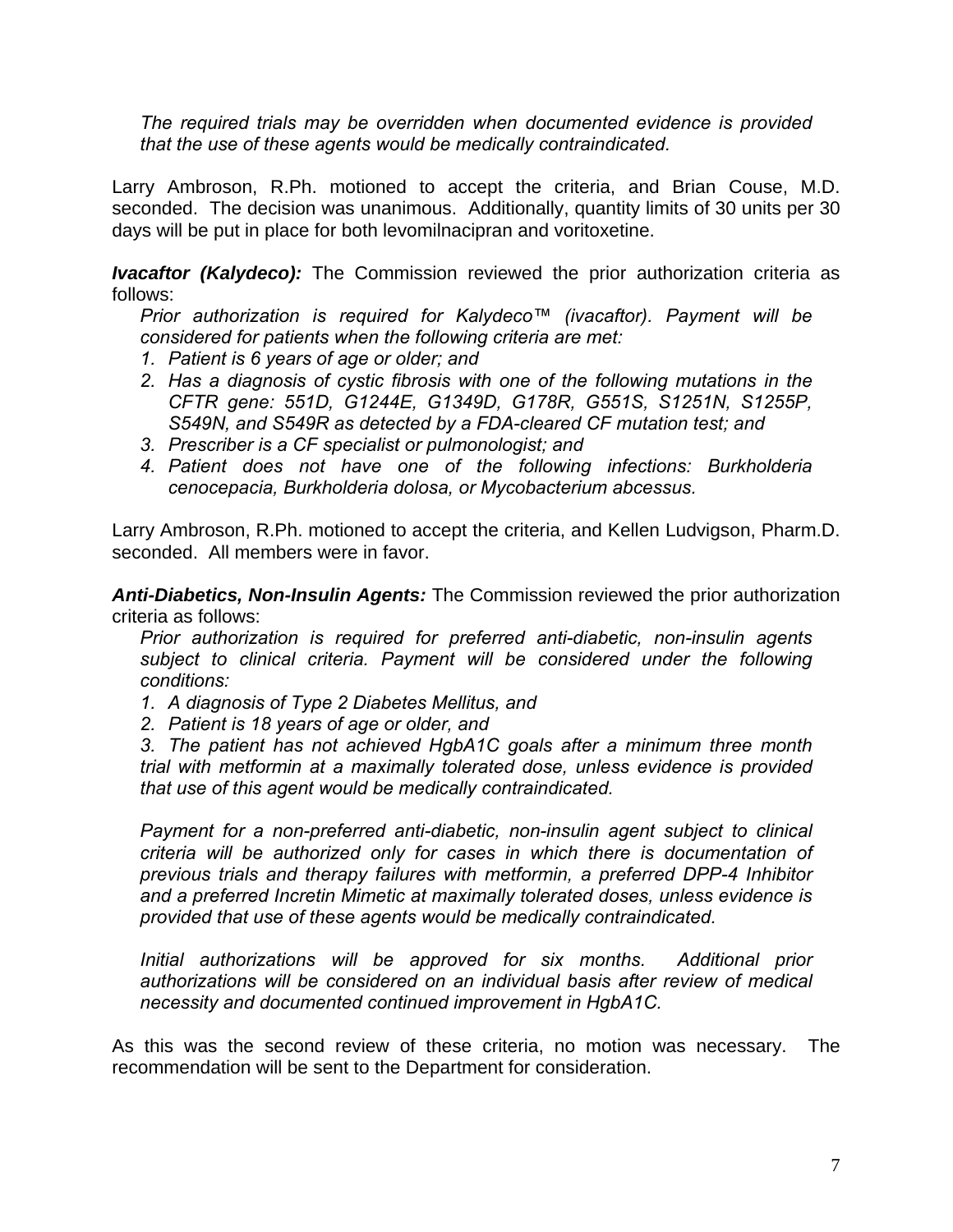*The required trials may be overridden when documented evidence is provided that the use of these agents would be medically contraindicated.*

Larry Ambroson, R.Ph. motioned to accept the criteria, and Brian Couse, M.D. seconded. The decision was unanimous. Additionally, quantity limits of 30 units per 30 days will be put in place for both levomilnacipran and voritoxetine.

***Ivacaftor (Kalydeco):*** The Commission reviewed the prior authorization criteria as follows:

*Prior authorization is required for Kalydeco™ (ivacaftor). Payment will be considered for patients when the following criteria are met:*

1. *Patient is 6 years of age or older; and*
2. *Has a diagnosis of cystic fibrosis with one of the following mutations in the CFTR gene: 551D, G1244E, G1349D, G178R, G551S, S1251N, S1255P, S549N, and S549R as detected by a FDA-cleared CF mutation test; and*
3. *Prescriber is a CF specialist or pulmonologist; and*
4. *Patient does not have one of the following infections: Burkholderia cenocepacia, Burkholderia dolosa, or Mycobacterium abcessus.*

Larry Ambroson, R.Ph. motioned to accept the criteria, and Kellen Ludvigson, Pharm.D. seconded. All members were in favor.

***Anti-Diabetics, Non-Insulin Agents:*** The Commission reviewed the prior authorization criteria as follows:

*Prior authorization is required for preferred anti-diabetic, non-insulin agents subject to clinical criteria. Payment will be considered under the following conditions:*

1. *A diagnosis of Type 2 Diabetes Mellitus, and*
2. *Patient is 18 years of age or older, and*
3. *The patient has not achieved HgbA1C goals after a minimum three month trial with metformin at a maximally tolerated dose, unless evidence is provided that use of this agent would be medically contraindicated.*

*Payment for a non-preferred anti-diabetic, non-insulin agent subject to clinical criteria will be authorized only for cases in which there is documentation of previous trials and therapy failures with metformin, a preferred DPP-4 Inhibitor and a preferred Incretin Mimetic at maximally tolerated doses, unless evidence is provided that use of these agents would be medically contraindicated.*

*Initial authorizations will be approved for six months. Additional prior authorizations will be considered on an individual basis after review of medical necessity and documented continued improvement in HgbA1C.*

As this was the second review of these criteria, no motion was necessary. The recommendation will be sent to the Department for consideration.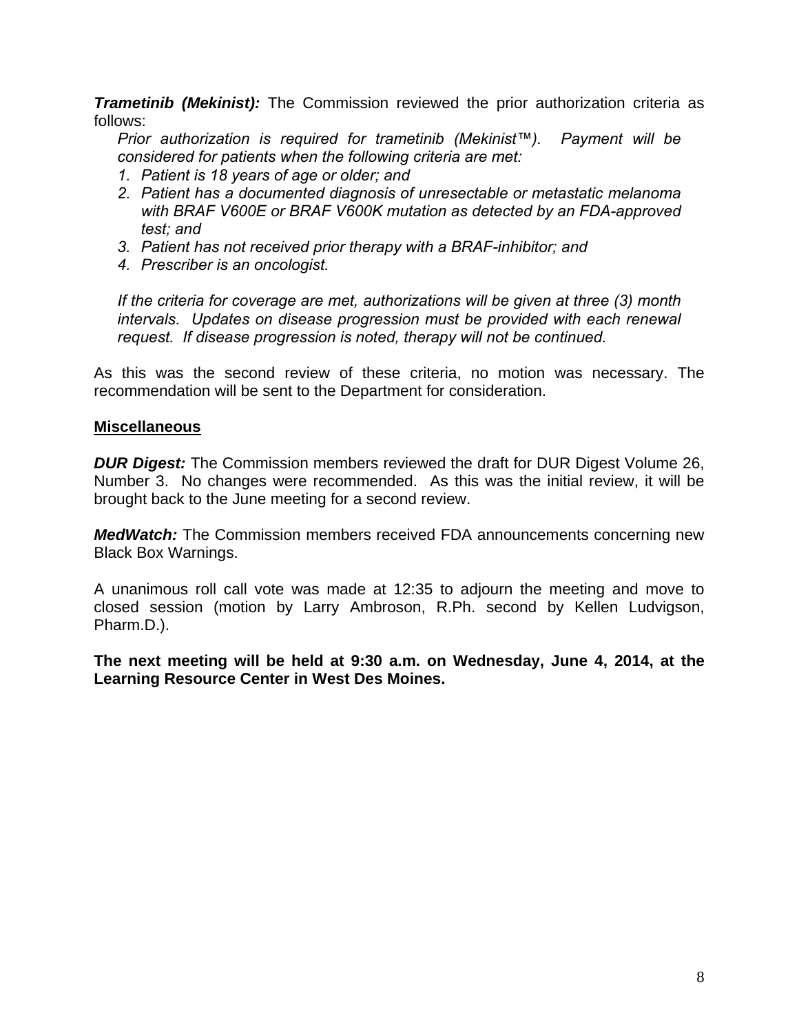***Trametinib (Mekinist):*** The Commission reviewed the prior authorization criteria as follows:

*Prior authorization is required for trametinib (Mekinist™). Payment will be considered for patients when the following criteria are met:*

1. *Patient is 18 years of age or older; and*
2. *Patient has a documented diagnosis of unresectable or metastatic melanoma with BRAF V600E or BRAF V600K mutation as detected by an FDA-approved test; and*
3. *Patient has not received prior therapy with a BRAF-inhibitor; and*
4. *Prescriber is an oncologist.*

*If the criteria for coverage are met, authorizations will be given at three (3) month intervals. Updates on disease progression must be provided with each renewal request. If disease progression is noted, therapy will not be continued.*

As this was the second review of these criteria, no motion was necessary. The recommendation will be sent to the Department for consideration.

## Miscellaneous

***DUR Digest:*** The Commission members reviewed the draft for DUR Digest Volume 26, Number 3. No changes were recommended. As this was the initial review, it will be brought back to the June meeting for a second review.

***MedWatch:*** The Commission members received FDA announcements concerning new Black Box Warnings.

A unanimous roll call vote was made at 12:35 to adjourn the meeting and move to closed session (motion by Larry Ambroson, R.Ph. second by Kellen Ludvigson, Pharm.D.).

**The next meeting will be held at 9:30 a.m. on Wednesday, June 4, 2014, at the Learning Resource Center in West Des Moines.**